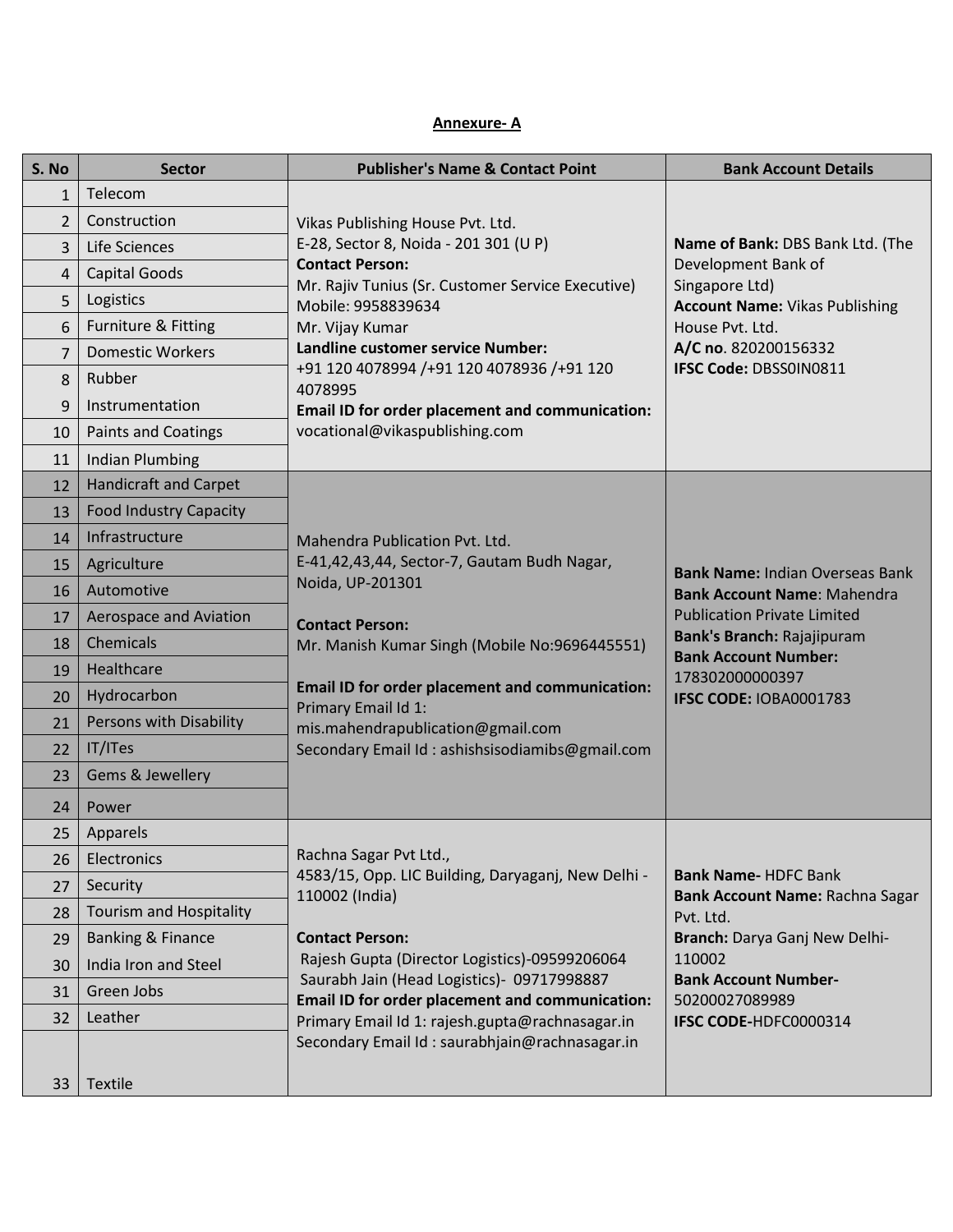## Annexure- A

| S. No | Sector | Publisher's Name & Contact Point | Bank Account Details |
|---|---|---|---|
| 1 | Telecom | Vikas Publishing House Pvt. Ltd.<br>E-28, Sector 8, Noida - 201 301 (U P)<br>**Contact Person:**<br>Mr. Rajiv Tunius (Sr. Customer Service Executive)<br>Mobile: 9958839634<br>Mr. Vijay Kumar<br>**Landline customer service Number:**<br>+91 120 4078994 /+91 120 4078936 /+91 120 4078995<br>**Email ID for order placement and communication:**<br>vocational@vikaspublishing.com | **Name of Bank:** DBS Bank Ltd. (The Development Bank of Singapore Ltd)<br>**Account Name:** Vikas Publishing House Pvt. Ltd.<br>**A/C no**. 820200156332<br>**IFSC Code:** DBSS0IN0811 |
| 2 | Construction | | |
| 3 | Life Sciences | | |
| 4 | Capital Goods | | |
| 5 | Logistics | | |
| 6 | Furniture & Fitting | | |
| 7 | Domestic Workers | | |
| 8 | Rubber | | |
| 9 | Instrumentation | | |
| 10 | Paints and Coatings | | |
| 11 | Indian Plumbing | | |
| 12 | Handicraft and Carpet | Mahendra Publication Pvt. Ltd.<br>E-41,42,43,44, Sector-7, Gautam Budh Nagar, Noida, UP-201301<br>**Contact Person:**<br>Mr. Manish Kumar Singh (Mobile No:9696445551)<br>**Email ID for order placement and communication:**<br>Primary Email Id 1: mis.mahendrapublication@gmail.com<br>Secondary Email Id : ashishsisodiamibs@gmail.com | **Bank Name:** Indian Overseas Bank<br>**Bank Account Name**: Mahendra Publication Private Limited<br>**Bank's Branch:** Rajajipuram<br>**Bank Account Number:** 178302000000397<br>**IFSC CODE:** IOBA0001783 |
| 13 | Food Industry Capacity | | |
| 14 | Infrastructure | | |
| 15 | Agriculture | | |
| 16 | Automotive | | |
| 17 | Aerospace and Aviation | | |
| 18 | Chemicals | | |
| 19 | Healthcare | | |
| 20 | Hydrocarbon | | |
| 21 | Persons with Disability | | |
| 22 | IT/ITes | | |
| 23 | Gems & Jewellery | | |
| 24 | Power | | |
| 25 | Apparels | Rachna Sagar Pvt Ltd.,<br>4583/15, Opp. LIC Building, Daryaganj, New Delhi - 110002 (India)<br>**Contact Person:**<br>Rajesh Gupta (Director Logistics)-09599206064<br>Saurabh Jain (Head Logistics)- 09717998887<br>**Email ID for order placement and communication:**<br>Primary Email Id 1: rajesh.gupta@rachnasagar.in<br>Secondary Email Id : saurabhjain@rachnasagar.in | **Bank Name-** HDFC Bank<br>**Bank Account Name:** Rachna Sagar Pvt. Ltd.<br>**Branch:** Darya Ganj New Delhi-110002<br>**Bank Account Number-** 50200027089989<br>**IFSC CODE-**HDFC0000314 |
| 26 | Electronics | | |
| 27 | Security | | |
| 28 | Tourism and Hospitality | | |
| 29 | Banking & Finance | | |
| 30 | India Iron and Steel | | |
| 31 | Green Jobs | | |
| 32 | Leather | | |
| 33 | Textile | | |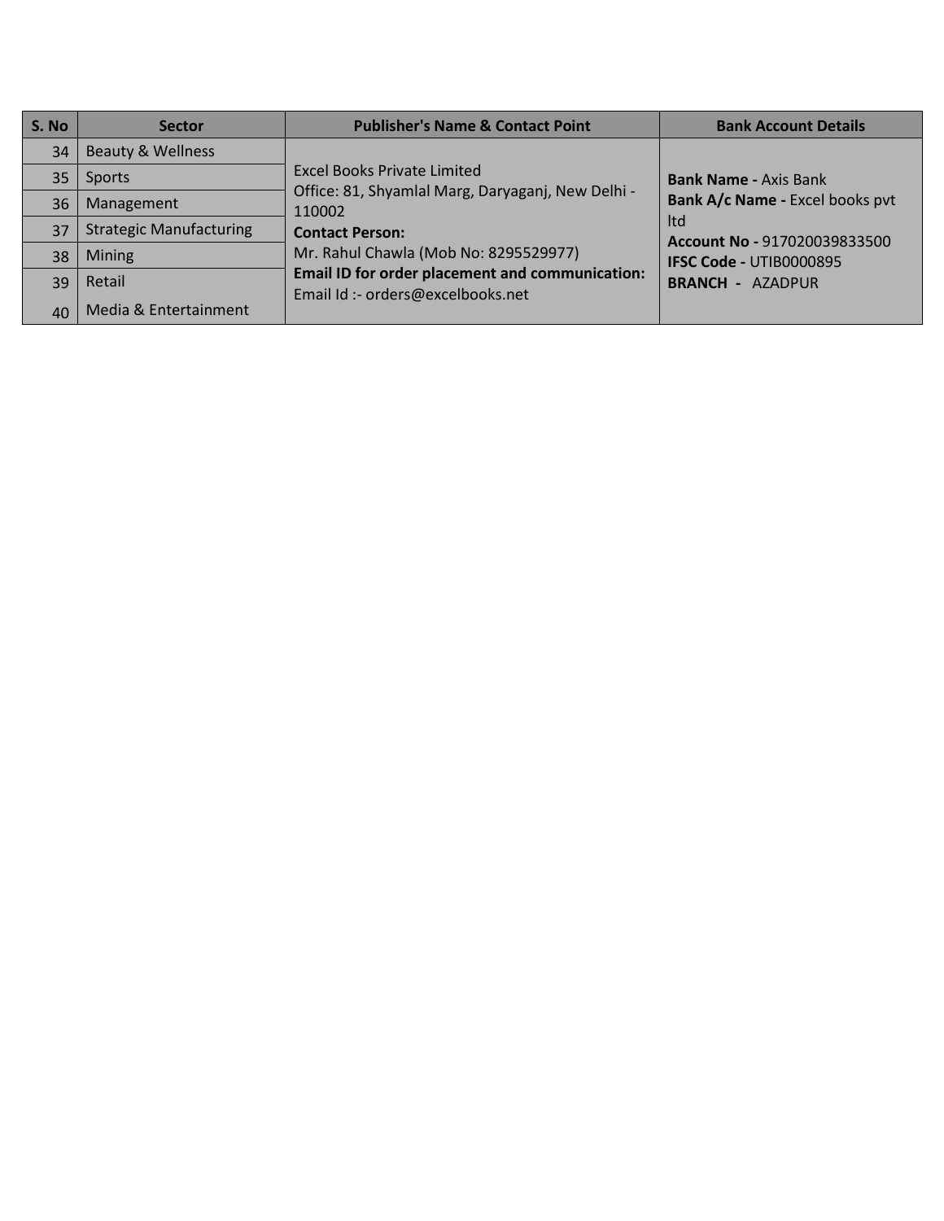| S. No | Sector | Publisher's Name & Contact Point | Bank Account Details |
|---|---|---|---|
| 34 | Beauty & Wellness | Excel Books Private Limited<br>Office: 81, Shyamlal Marg, Daryaganj, New Delhi - 110002<br>**Contact Person:**<br>Mr. Rahul Chawla (Mob No: 8295529977)<br>**Email ID for order placement and communication:**<br>Email Id :- orders@excelbooks.net | **Bank Name -** Axis Bank<br>**Bank A/c Name -** Excel books pvt ltd<br>**Account No -** 917020039833500<br>**IFSC Code -** UTIB0000895<br>**BRANCH -** AZADPUR |
| 35 | Sports | | |
| 36 | Management | | |
| 37 | Strategic Manufacturing | | |
| 38 | Mining | | |
| 39 | Retail | | |
| 40 | Media & Entertainment | | |